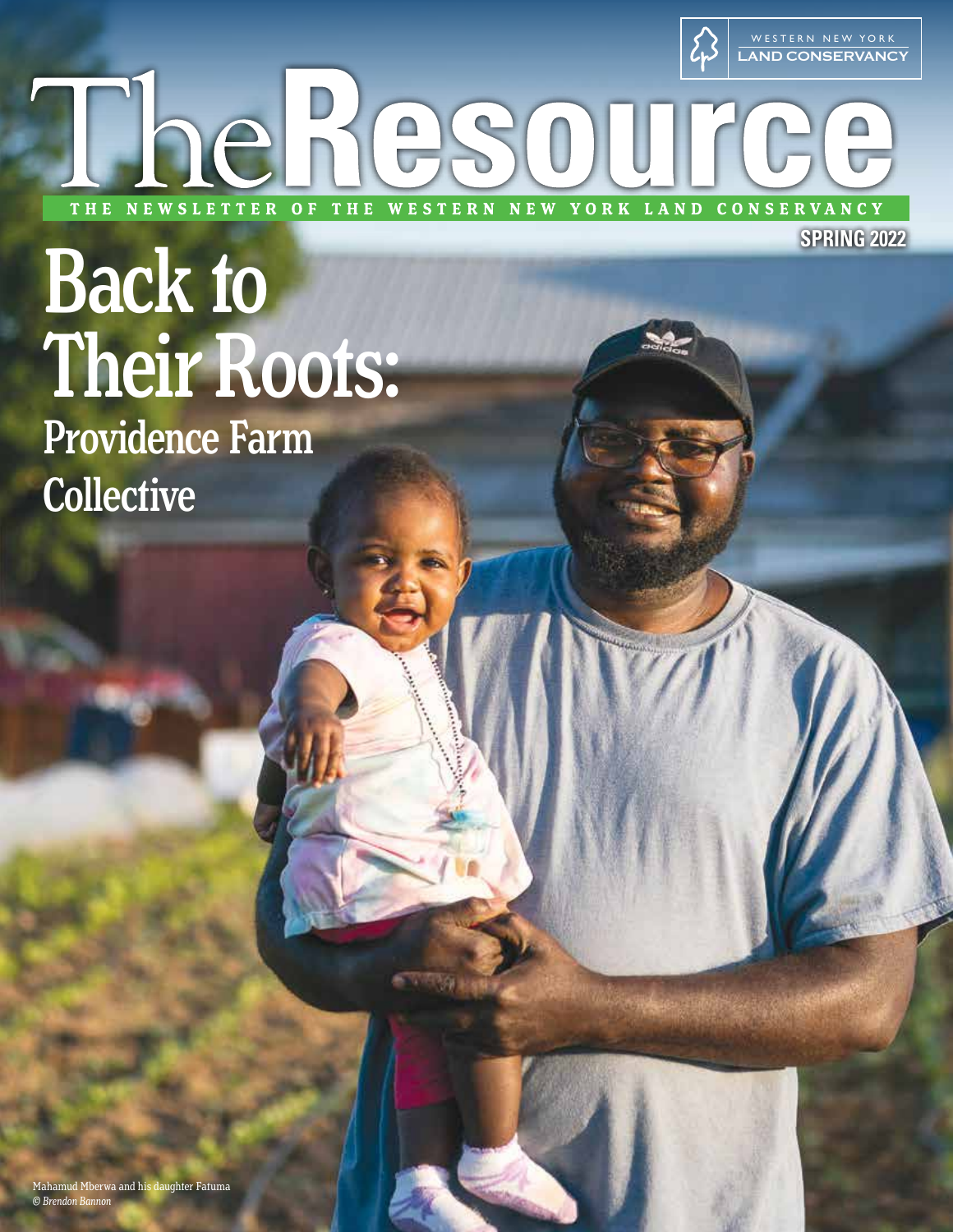WESTERN NEW YORK LAND CONSERVANCY

# The Resource

THE NEWSLETTER OF THE WESTERN NEW YORK LAND CONSERVANCY

SPRING 2022

## Back to Their Roots:

### Providence Farm Collective

Mahamud Mberwa and his daughter Fatuma

*© Brendon Bannon*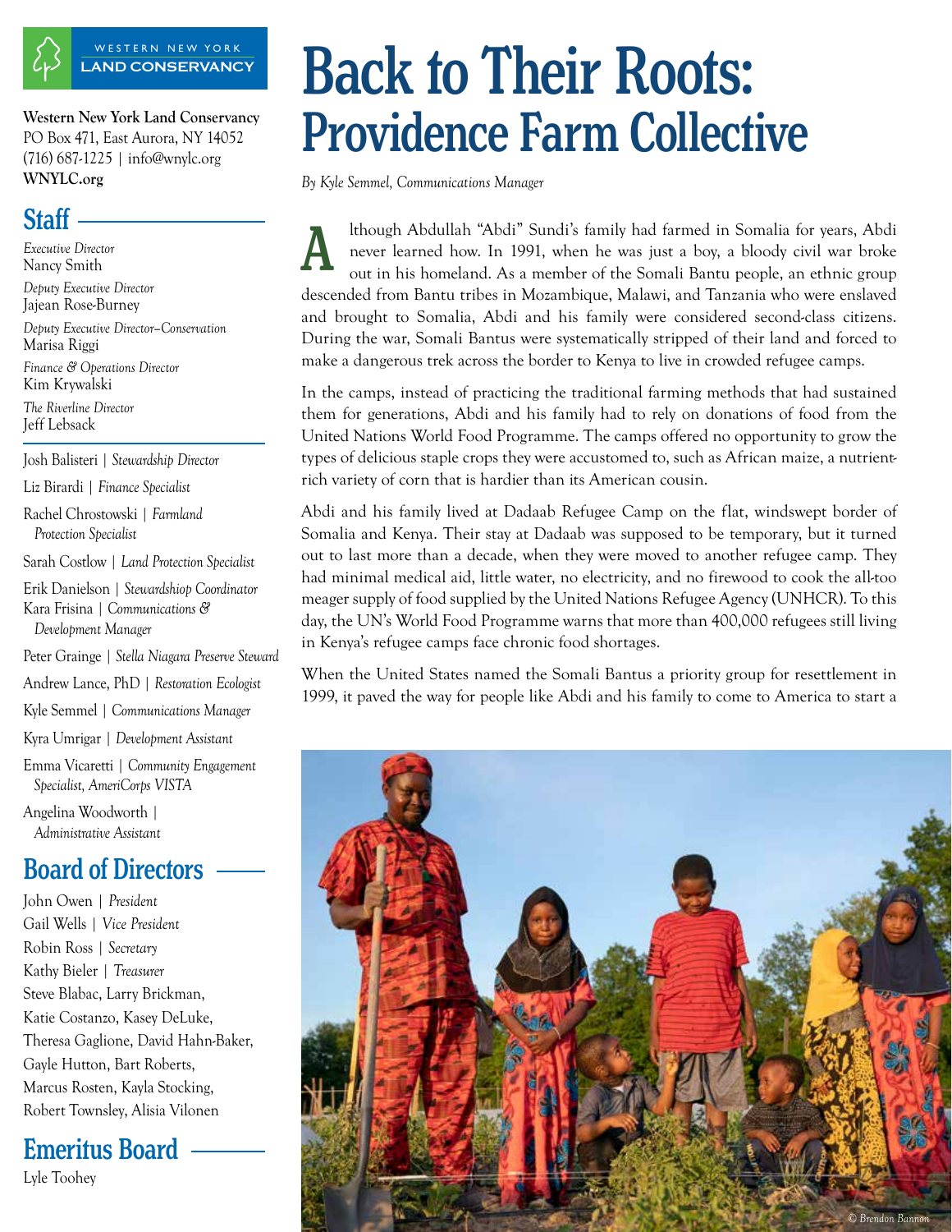# Back to Their Roots: Providence Farm Collective

*By Kyle Semmel, Communications Manager*

Although Abdullah "Abdi" Sundi's family had farmed in Somalia for years, Abdi never learned how. In 1991, when he was just a boy, a bloody civil war broke out in his homeland. As a member of the Somali Bantu people, an ethnic group descended from Bantu tribes in Mozambique, Malawi, and Tanzania who were enslaved and brought to Somalia, Abdi and his family were considered second-class citizens. During the war, Somali Bantus were systematically stripped of their land and forced to make a dangerous trek across the border to Kenya to live in crowded refugee camps.

In the camps, instead of practicing the traditional farming methods that had sustained them for generations, Abdi and his family had to rely on donations of food from the United Nations World Food Programme. The camps offered no opportunity to grow the types of delicious staple crops they were accustomed to, such as African maize, a nutrient-rich variety of corn that is hardier than its American cousin.

Abdi and his family lived at Dadaab Refugee Camp on the flat, windswept border of Somalia and Kenya. Their stay at Dadaab was supposed to be temporary, but it turned out to last more than a decade, when they were moved to another refugee camp. They had minimal medical aid, little water, no electricity, and no firewood to cook the all-too meager supply of food supplied by the United Nations Refugee Agency (UNHCR). To this day, the UN's World Food Programme warns that more than 400,000 refugees still living in Kenya's refugee camps face chronic food shortages.

When the United States named the Somali Bantus a priority group for resettlement in 1999, it paved the way for people like Abdi and his family to come to America to start a

© Brendon Bannon

**Western New York Land Conservancy**
PO Box 471, East Aurora, NY 14052
(716) 687-1225 | info@wnylc.org
**WNYLC.org**

## Staff

*Executive Director*
Nancy Smith

*Deputy Executive Director*
Jajean Rose-Burney

*Deputy Executive Director–Conservation*
Marisa Riggi

*Finance & Operations Director*
Kim Krywalski

*The Riverline Director*
Jeff Lebsack

Josh Balisteri | *Stewardship Director*
Liz Birardi | *Finance Specialist*
Rachel Chrostowski | *Farmland Protection Specialist*
Sarah Costlow | *Land Protection Specialist*
Erik Danielson | *Stewardshiop Coordinator*
Kara Frisina | *Communications & Development Manager*
Peter Grainge | *Stella Niagara Preserve Steward*
Andrew Lance, PhD | *Restoration Ecologist*
Kyle Semmel | *Communications Manager*
Kyra Umrigar | *Development Assistant*
Emma Vicaretti | *Community Engagement Specialist, AmeriCorps VISTA*
Angelina Woodworth | *Administrative Assistant*

## Board of Directors

John Owen | *President*
Gail Wells | *Vice President*
Robin Ross | *Secretary*
Kathy Bieler | *Treasurer*
Steve Blabac, Larry Brickman, Katie Costanzo, Kasey DeLuke, Theresa Gaglione, David Hahn-Baker, Gayle Hutton, Bart Roberts, Marcus Rosten, Kayla Stocking, Robert Townsley, Alisia Vilonen

## Emeritus Board

Lyle Toohey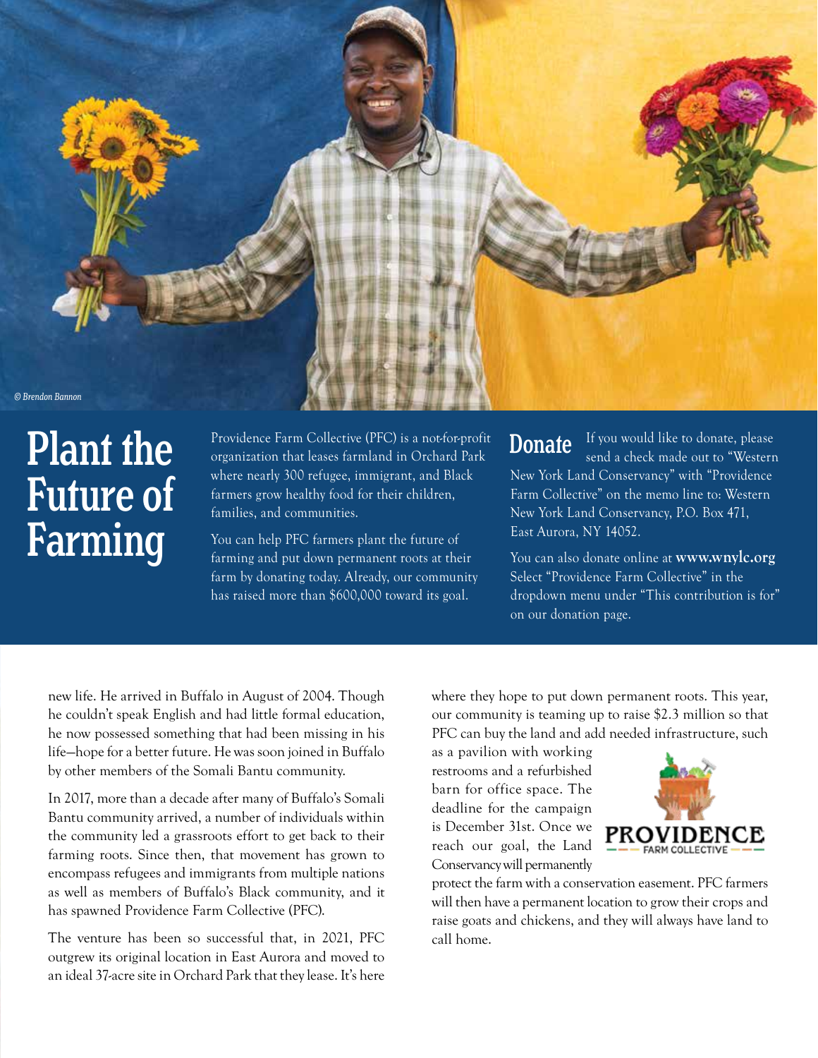© Brendon Bannon

# Plant the Future of Farming

Providence Farm Collective (PFC) is a not-for-profit organization that leases farmland in Orchard Park where nearly 300 refugee, immigrant, and Black farmers grow healthy food for their children, families, and communities.

You can help PFC farmers plant the future of farming and put down permanent roots at their farm by donating today. Already, our community has raised more than $600,000 toward its goal.

## Donate

If you would like to donate, please send a check made out to "Western New York Land Conservancy" with "Providence Farm Collective" on the memo line to: Western New York Land Conservancy, P.O. Box 471, East Aurora, NY 14052.

You can also donate online at **www.wnylc.org** Select "Providence Farm Collective" in the dropdown menu under "This contribution is for" on our donation page.

new life. He arrived in Buffalo in August of 2004. Though he couldn't speak English and had little formal education, he now possessed something that had been missing in his life—hope for a better future. He was soon joined in Buffalo by other members of the Somali Bantu community.

In 2017, more than a decade after many of Buffalo's Somali Bantu community arrived, a number of individuals within the community led a grassroots effort to get back to their farming roots. Since then, that movement has grown to encompass refugees and immigrants from multiple nations as well as members of Buffalo's Black community, and it has spawned Providence Farm Collective (PFC).

The venture has been so successful that, in 2021, PFC outgrew its original location in East Aurora and moved to an ideal 37-acre site in Orchard Park that they lease. It's here where they hope to put down permanent roots. This year, our community is teaming up to raise $2.3 million so that PFC can buy the land and add needed infrastructure, such as a pavilion with working restrooms and a refurbished barn for office space. The deadline for the campaign is December 31st. Once we reach our goal, the Land Conservancy will permanently protect the farm with a conservation easement. PFC farmers will then have a permanent location to grow their crops and raise goats and chickens, and they will always have land to call home.

PROVIDENCE FARM COLLECTIVE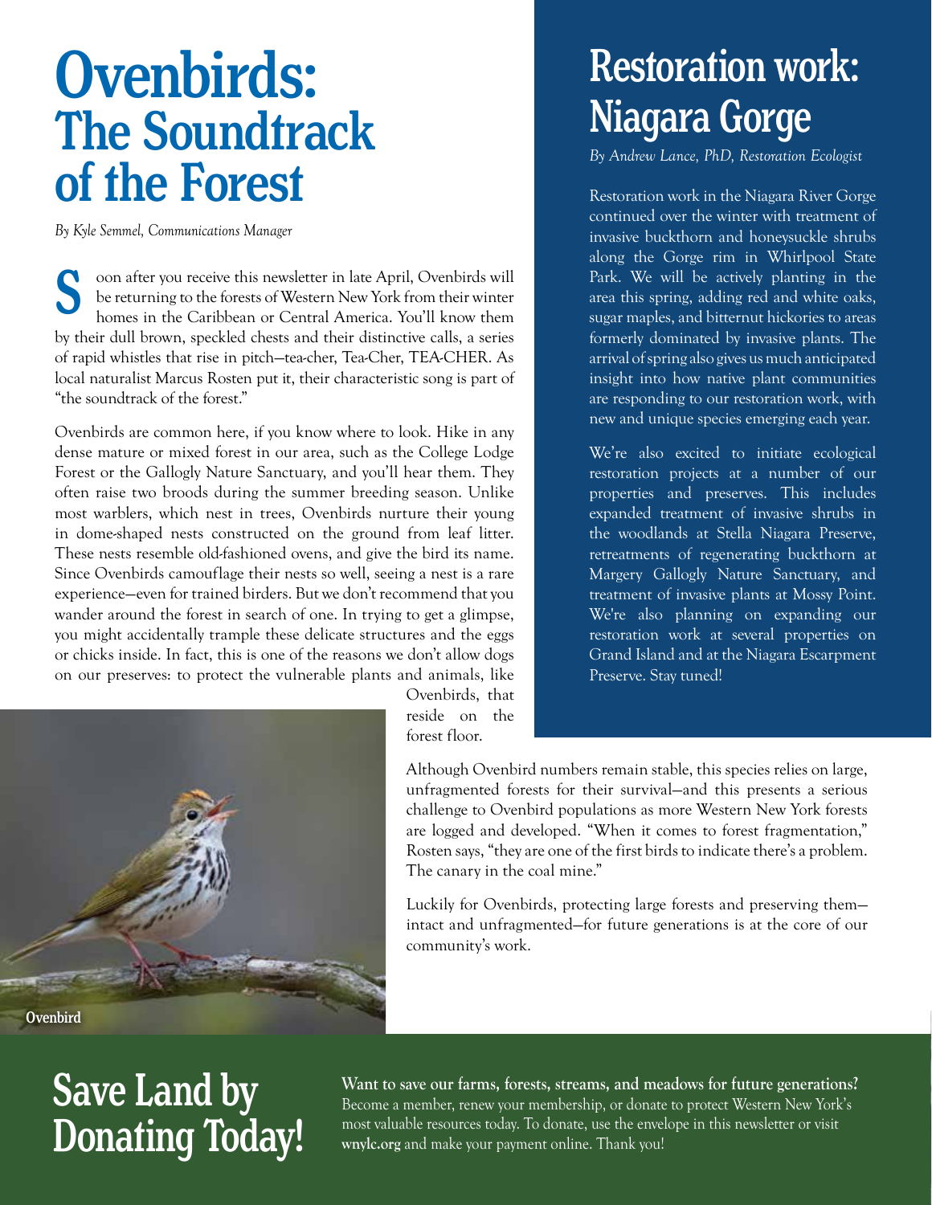# Ovenbirds: The Soundtrack of the Forest

*By Kyle Semmel, Communications Manager*

Soon after you receive this newsletter in late April, Ovenbirds will be returning to the forests of Western New York from their winter homes in the Caribbean or Central America. You'll know them by their dull brown, speckled chests and their distinctive calls, a series of rapid whistles that rise in pitch—tea-cher, Tea-Cher, TEA-CHER. As local naturalist Marcus Rosten put it, their characteristic song is part of "the soundtrack of the forest."

Ovenbirds are common here, if you know where to look. Hike in any dense mature or mixed forest in our area, such as the College Lodge Forest or the Gallogly Nature Sanctuary, and you'll hear them. They often raise two broods during the summer breeding season. Unlike most warblers, which nest in trees, Ovenbirds nurture their young in dome-shaped nests constructed on the ground from leaf litter. These nests resemble old-fashioned ovens, and give the bird its name. Since Ovenbirds camouflage their nests so well, seeing a nest is a rare experience—even for trained birders. But we don't recommend that you wander around the forest in search of one. In trying to get a glimpse, you might accidentally trample these delicate structures and the eggs or chicks inside. In fact, this is one of the reasons we don't allow dogs on our preserves: to protect the vulnerable plants and animals, like Ovenbirds, that reside on the forest floor.

Ovenbird

Although Ovenbird numbers remain stable, this species relies on large, unfragmented forests for their survival—and this presents a serious challenge to Ovenbird populations as more Western New York forests are logged and developed. "When it comes to forest fragmentation," Rosten says, "they are one of the first birds to indicate there's a problem. The canary in the coal mine."

Luckily for Ovenbirds, protecting large forests and preserving them—intact and unfragmented—for future generations is at the core of our community's work.

# Restoration work: Niagara Gorge

*By Andrew Lance, PhD, Restoration Ecologist*

Restoration work in the Niagara River Gorge continued over the winter with treatment of invasive buckthorn and honeysuckle shrubs along the Gorge rim in Whirlpool State Park. We will be actively planting in the area this spring, adding red and white oaks, sugar maples, and bitternut hickories to areas formerly dominated by invasive plants. The arrival of spring also gives us much anticipated insight into how native plant communities are responding to our restoration work, with new and unique species emerging each year.

We're also excited to initiate ecological restoration projects at a number of our properties and preserves. This includes expanded treatment of invasive shrubs in the woodlands at Stella Niagara Preserve, retreatments of regenerating buckthorn at Margery Gallogly Nature Sanctuary, and treatment of invasive plants at Mossy Point. We're also planning on expanding our restoration work at several properties on Grand Island and at the Niagara Escarpment Preserve. Stay tuned!

# Save Land by Donating Today!

**Want to save our farms, forests, streams, and meadows for future generations?** Become a member, renew your membership, or donate to protect Western New York's most valuable resources today. To donate, use the envelope in this newsletter or visit **wnylc.org** and make your payment online. Thank you!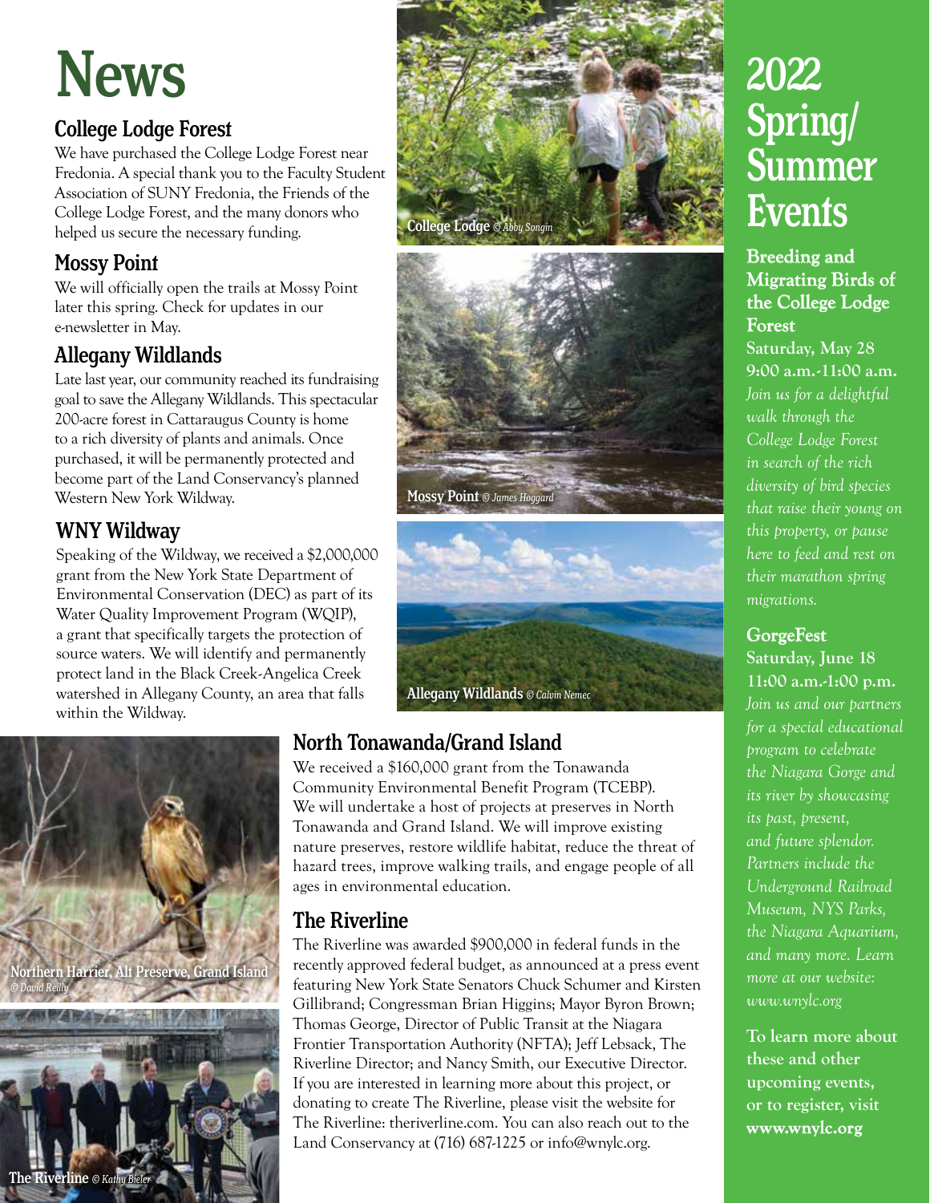# News

## College Lodge Forest

We have purchased the College Lodge Forest near Fredonia. A special thank you to the Faculty Student Association of SUNY Fredonia, the Friends of the College Lodge Forest, and the many donors who helped us secure the necessary funding.

## Mossy Point

We will officially open the trails at Mossy Point later this spring. Check for updates in our e-newsletter in May.

## Allegany Wildlands

Late last year, our community reached its fundraising goal to save the Allegany Wildlands. This spectacular 200-acre forest in Cattaraugus County is home to a rich diversity of plants and animals. Once purchased, it will be permanently protected and become part of the Land Conservancy's planned Western New York Wildway.

## WNY Wildway

Speaking of the Wildway, we received a $2,000,000 grant from the New York State Department of Environmental Conservation (DEC) as part of its Water Quality Improvement Program (WQIP), a grant that specifically targets the protection of source waters. We will identify and permanently protect land in the Black Creek-Angelica Creek watershed in Allegany County, an area that falls within the Wildway.

College Lodge *© Abby Songin*

Mossy Point *© James Hoggard*

Allegany Wildlands *© Calvin Nemec*

## North Tonawanda/Grand Island

We received a $160,000 grant from the Tonawanda Community Environmental Benefit Program (TCEBP). We will undertake a host of projects at preserves in North Tonawanda and Grand Island. We will improve existing nature preserves, restore wildlife habitat, reduce the threat of hazard trees, improve walking trails, and engage people of all ages in environmental education.

## The Riverline

The Riverline was awarded $900,000 in federal funds in the recently approved federal budget, as announced at a press event featuring New York State Senators Chuck Schumer and Kirsten Gillibrand; Congressman Brian Higgins; Mayor Byron Brown; Thomas George, Director of Public Transit at the Niagara Frontier Transportation Authority (NFTA); Jeff Lebsack, The Riverline Director; and Nancy Smith, our Executive Director. If you are interested in learning more about this project, or donating to create The Riverline, please visit the website for The Riverline: theriverline.com. You can also reach out to the Land Conservancy at (716) 687-1225 or info@wnylc.org.

Northern Harrier, Alt Preserve, Grand Island *© David Reilly*

The Riverline *© Kathy Bieler*

# 2022 Spring/ Summer Events

### Breeding and Migrating Birds of the College Lodge Forest

**Saturday, May 28**
**9:00 a.m.-11:00 a.m.**

*Join us for a delightful walk through the College Lodge Forest in search of the rich diversity of bird species that raise their young on this property, or pause here to feed and rest on their marathon spring migrations.*

### GorgeFest

**Saturday, June 18**
**11:00 a.m.-1:00 p.m.**

*Join us and our partners for a special educational program to celebrate the Niagara Gorge and its river by showcasing its past, present, and future splendor. Partners include the Underground Railroad Museum, NYS Parks, the Niagara Aquarium, and many more. Learn more at our website: www.wnylc.org*

**To learn more about these and other upcoming events, or to register, visit www.wnylc.org**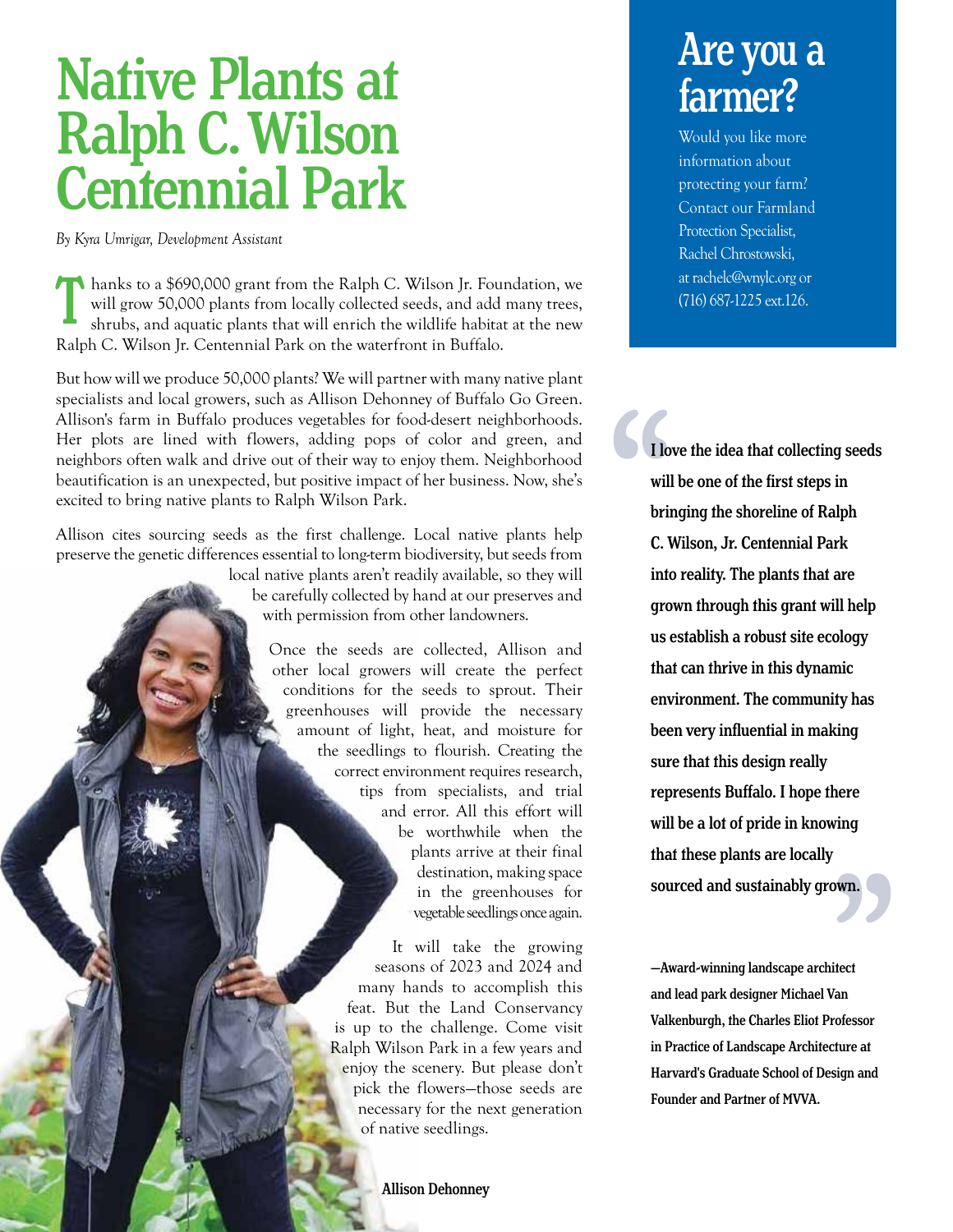# Native Plants at Ralph C. Wilson Centennial Park

*By Kyra Umrigar, Development Assistant*

Thanks to a $690,000 grant from the Ralph C. Wilson Jr. Foundation, we will grow 50,000 plants from locally collected seeds, and add many trees, shrubs, and aquatic plants that will enrich the wildlife habitat at the new Ralph C. Wilson Jr. Centennial Park on the waterfront in Buffalo.

But how will we produce 50,000 plants? We will partner with many native plant specialists and local growers, such as Allison Dehonney of Buffalo Go Green. Allison's farm in Buffalo produces vegetables for food-desert neighborhoods. Her plots are lined with flowers, adding pops of color and green, and neighbors often walk and drive out of their way to enjoy them. Neighborhood beautification is an unexpected, but positive impact of her business. Now, she's excited to bring native plants to Ralph Wilson Park.

Allison cites sourcing seeds as the first challenge. Local native plants help preserve the genetic differences essential to long-term biodiversity, but seeds from local native plants aren't readily available, so they will be carefully collected by hand at our preserves and with permission from other landowners.

Once the seeds are collected, Allison and other local growers will create the perfect conditions for the seeds to sprout. Their greenhouses will provide the necessary amount of light, heat, and moisture for the seedlings to flourish. Creating the correct environment requires research, tips from specialists, and trial and error. All this effort will be worthwhile when the plants arrive at their final destination, making space in the greenhouses for vegetable seedlings once again.

It will take the growing seasons of 2023 and 2024 and many hands to accomplish this feat. But the Land Conservancy is up to the challenge. Come visit Ralph Wilson Park in a few years and enjoy the scenery. But please don't pick the flowers—those seeds are necessary for the next generation of native seedlings.

**Allison Dehonney**

## Are you a farmer?

Would you like more information about protecting your farm? Contact our Farmland Protection Specialist, Rachel Chrostowski, at rachelc@wnylc.org or (716) 687-1225 ext.126.

> **"I love the idea that collecting seeds will be one of the first steps in bringing the shoreline of Ralph C. Wilson, Jr. Centennial Park into reality. The plants that are grown through this grant will help us establish a robust site ecology that can thrive in this dynamic environment. The community has been very influential in making sure that this design really represents Buffalo. I hope there will be a lot of pride in knowing that these plants are locally sourced and sustainably grown."**
>
> **—Award-winning landscape architect and lead park designer Michael Van Valkenburgh, the Charles Eliot Professor in Practice of Landscape Architecture at Harvard's Graduate School of Design and Founder and Partner of MVVA.**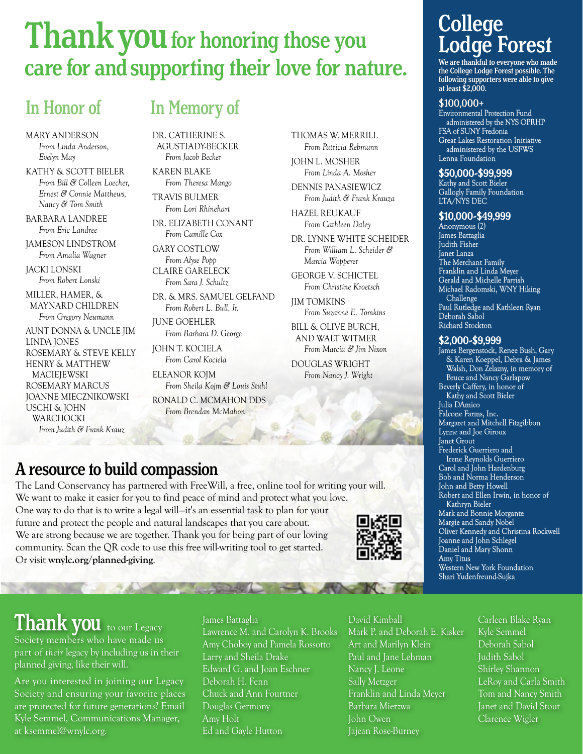# Thank you for honoring those you care for and supporting their love for nature.

## In Honor of

MARY ANDERSON
*From Linda Anderson, Evelyn May*

KATHY & SCOTT BIELER
*From Bill & Colleen Loecher, Ernest & Connie Matthews, Nancy & Tom Smith*

BARBARA LANDREE
*From Eric Landree*

JAMESON LINDSTROM
*From Amalia Wagner*

JACKI LONSKI
*From Robert Lonski*

MILLER, HAMER, & MAYNARD CHILDREN
*From Gregory Neumann*

AUNT DONNA & UNCLE JIM
LINDA JONES
ROSEMARY & STEVE KELLY
HENRY & MATTHEW MACIEJEWSKI
ROSEMARY MARCUS
JOANNE MIECZNIKOWSKI
USCHI & JOHN WARCHOCKI
*From Judith & Frank Krauz*

## In Memory of

DR. CATHERINE S. AGUSTIADY-BECKER
*From Jacob Becker*

KAREN BLAKE
*From Theresa Mango*

TRAVIS BULMER
*From Lori Rhinehart*

DR. ELIZABETH CONANT
*From Camille Cox*

GARY COSTLOW
*From Alyse Popp*

CLAIRE GARELECK
*From Sara J. Schultz*

DR. & MRS. SAMUEL GELFAND
*From Robert L. Bull, Jr.*

JUNE GOEHLER
*From Barbara D. George*

JOHN T. KOCIELA
*From Carol Kociela*

ELEANOR KOJM
*From Sheila Kojm & Louis Stuhl*

RONALD C. MCMAHON DDS
*From Brendan McMahon*

THOMAS W. MERRILL
*From Patricia Rebmann*

JOHN L. MOSHER
*From Linda A. Mosher*

DENNIS PANASIEWICZ
*From Judith & Frank Krauza*

HAZEL REUKAUF
*From Cathleen Daley*

DR. LYNNE WHITE SCHEIDER
*From William L. Scheider & Marcia Wopperer*

GEORGE V. SCHICTEL
*From Christine Kroetsch*

JIM TOMKINS
*From Suzanne E. Tomkins*

BILL & OLIVE BURCH, AND WALT WITMER
*From Marcia & Jim Nixon*

DOUGLAS WRIGHT
*From Nancy J. Wright*

## A resource to build compassion

The Land Conservancy has partnered with FreeWill, a free, online tool for writing your will. We want to make it easier for you to find peace of mind and protect what you love. One way to do that is to write a legal will—it's an essential task to plan for your future and protect the people and natural landscapes that you care about. We are strong because we are together. Thank you for being part of our loving community. Scan the QR code to use this free will-writing tool to get started. Or visit **wnylc.org/planned-giving**.

# College Lodge Forest

**We are thankful to everyone who made the College Lodge Forest possible. The following supporters were able to give at least $2,000.**

### $100,000+

Environmental Protection Fund administered by the NYS OPRHP
FSA of SUNY Fredonia
Great Lakes Restoration Initiative administered by the USFWS
Lenna Foundation

### $50,000-$99,999

Kathy and Scott Bieler
Gallogly Family Foundation
LTA/NYS DEC

### $10,000-$49,999

Anonymous (2)
James Battaglia
Judith Fisher
Janet Lanza
The Merchant Family
Franklin and Linda Meyer
Gerald and Michelle Parrish
Michael Radomski, WNY Hiking Challenge
Paul Rutledge and Kathleen Ryan
Deborah Sabol
Richard Stockton

### $2,000-$9,999

James Bergenstock, Renee Bush, Gary & Karen Koeppel, Debra & James Walsh, Don Zelazny, in memory of Bruce and Nancy Garlapow
Beverly Caffery, in honor of Kathy and Scott Bieler
Julia DAmico
Falcone Farms, Inc.
Margaret and Mitchell Fitzgibbon
Lynne and Joe Giroux
Janet Grout
Frederick Guerriero and Irene Reynolds Guerriero
Carol and John Hardenburg
Bob and Norma Henderson
John and Betty Howell
Robert and Ellen Irwin, in honor of Kathryn Bieler
Mark and Bonnie Morgante
Margie and Sandy Nobel
Oliver Kennedy and Christina Rockwell
Joanne and John Schlegel
Daniel and Mary Shonn
Amy Titus
Western New York Foundation
Shari Yudenfreund-Sujka

# Thank you

to our Legacy Society members who have made us part of *their* legacy by including us in their planned giving, like their will.

Are you interested in joining our Legacy Society and ensuring your favorite places are protected for future generations? Email Kyle Semmel, Communications Manager, at ksemmel@wnylc.org.

James Battaglia
Lawrence M. and Carolyn K. Brooks
Amy Choboy and Pamela Rossotto
Larry and Sheila Drake
Edward G. and Joan Eschner
Deborah H. Fenn
Chuck and Ann Fourtner
Douglas Germony
Amy Holt
Ed and Gayle Hutton
David Kimball
Mark P. and Deborah E. Kisker
Art and Marilyn Klein
Paul and Jane Lehman
Nancy J. Leone
Sally Metzger
Franklin and Linda Meyer
Barbara Mierzwa
John Owen
Jajean Rose-Burney
Carleen Blake Ryan
Kyle Semmel
Deborah Sabol
Judith Sabol
Shirley Shannon
LeRoy and Carla Smith
Tom and Nancy Smith
Janet and David Stout
Clarence Wigler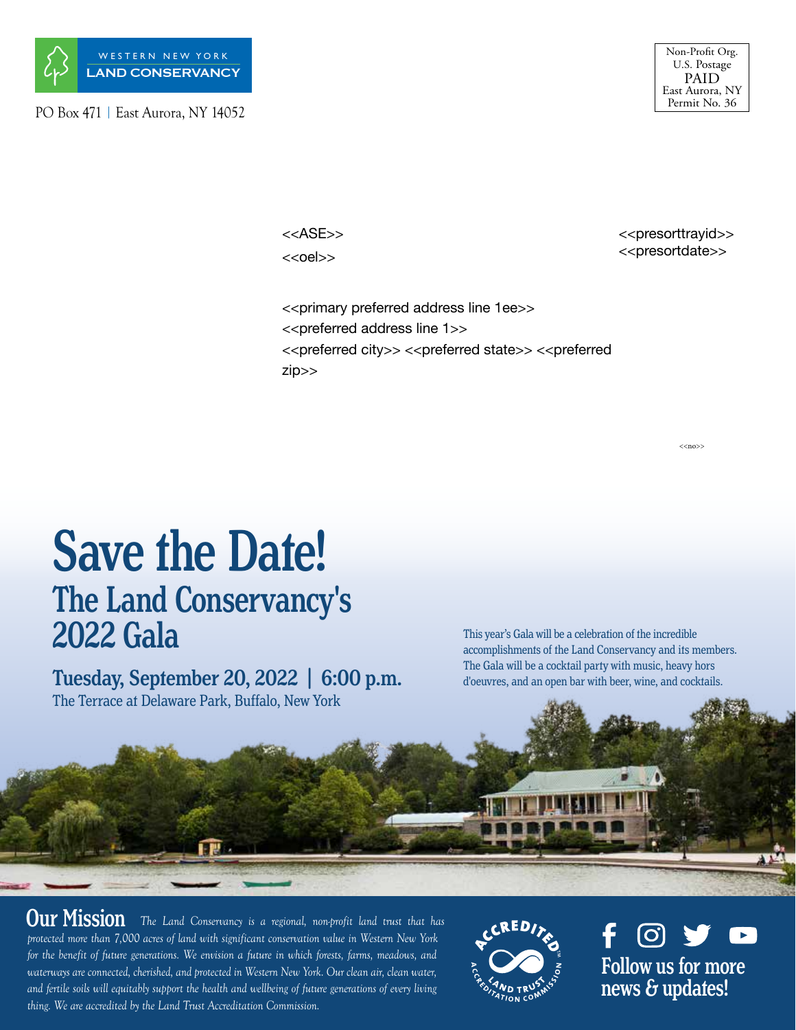WESTERN NEW YORK
LAND CONSERVANCY

PO Box 471 | East Aurora, NY 14052

Non-Profit Org.
U.S. Postage
PAID
East Aurora, NY
Permit No. 36

<<ASE>>
<<oel>>

<<presorttrayid>>
<<presortdate>>

<<primary preferred address line 1ee>>
<<preferred address line 1>>
<<preferred city>> <<preferred state>> <<preferred zip>>

<<no>>

# Save the Date!

## The Land Conservancy's 2022 Gala

### Tuesday, September 20, 2022 | 6:00 p.m.

The Terrace at Delaware Park, Buffalo, New York

This year's Gala will be a celebration of the incredible accomplishments of the Land Conservancy and its members. The Gala will be a cocktail party with music, heavy hors d'oeuvres, and an open bar with beer, wine, and cocktails.

**Our Mission** *The Land Conservancy is a regional, non-profit land trust that has protected more than 7,000 acres of land with significant conservation value in Western New York for the benefit of future generations. We envision a future in which forests, farms, meadows, and waterways are connected, cherished, and protected in Western New York. Our clean air, clean water, and fertile soils will equitably support the health and wellbeing of future generations of every living thing. We are accredited by the Land Trust Accreditation Commission.*

ACCREDITED
LAND TRUST ACCREDITATION COMMISSION

**Follow us for more news & updates!**